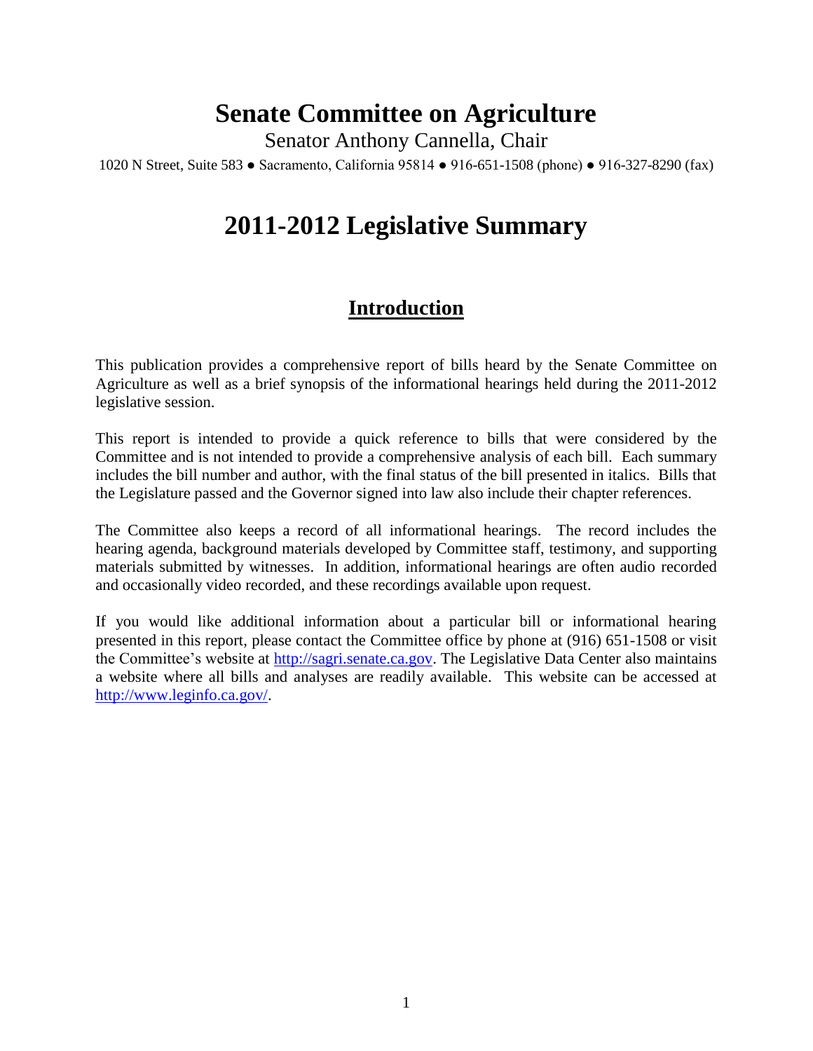# Senate Committee on Agriculture

Senator Anthony Cannella, Chair

1020 N Street, Suite 583 ● Sacramento, California 95814 ● 916-651-1508 (phone) ● 916-327-8290 (fax)

# 2011-2012 Legislative Summary

## Introduction

This publication provides a comprehensive report of bills heard by the Senate Committee on Agriculture as well as a brief synopsis of the informational hearings held during the 2011-2012 legislative session.

This report is intended to provide a quick reference to bills that were considered by the Committee and is not intended to provide a comprehensive analysis of each bill. Each summary includes the bill number and author, with the final status of the bill presented in italics. Bills that the Legislature passed and the Governor signed into law also include their chapter references.

The Committee also keeps a record of all informational hearings. The record includes the hearing agenda, background materials developed by Committee staff, testimony, and supporting materials submitted by witnesses. In addition, informational hearings are often audio recorded and occasionally video recorded, and these recordings available upon request.

If you would like additional information about a particular bill or informational hearing presented in this report, please contact the Committee office by phone at (916) 651-1508 or visit the Committee's website at [http://sagri.senate.ca.gov](http://sagri.senate.ca.gov). The Legislative Data Center also maintains a website where all bills and analyses are readily available. This website can be accessed at [http://www.leginfo.ca.gov/](http://www.leginfo.ca.gov/).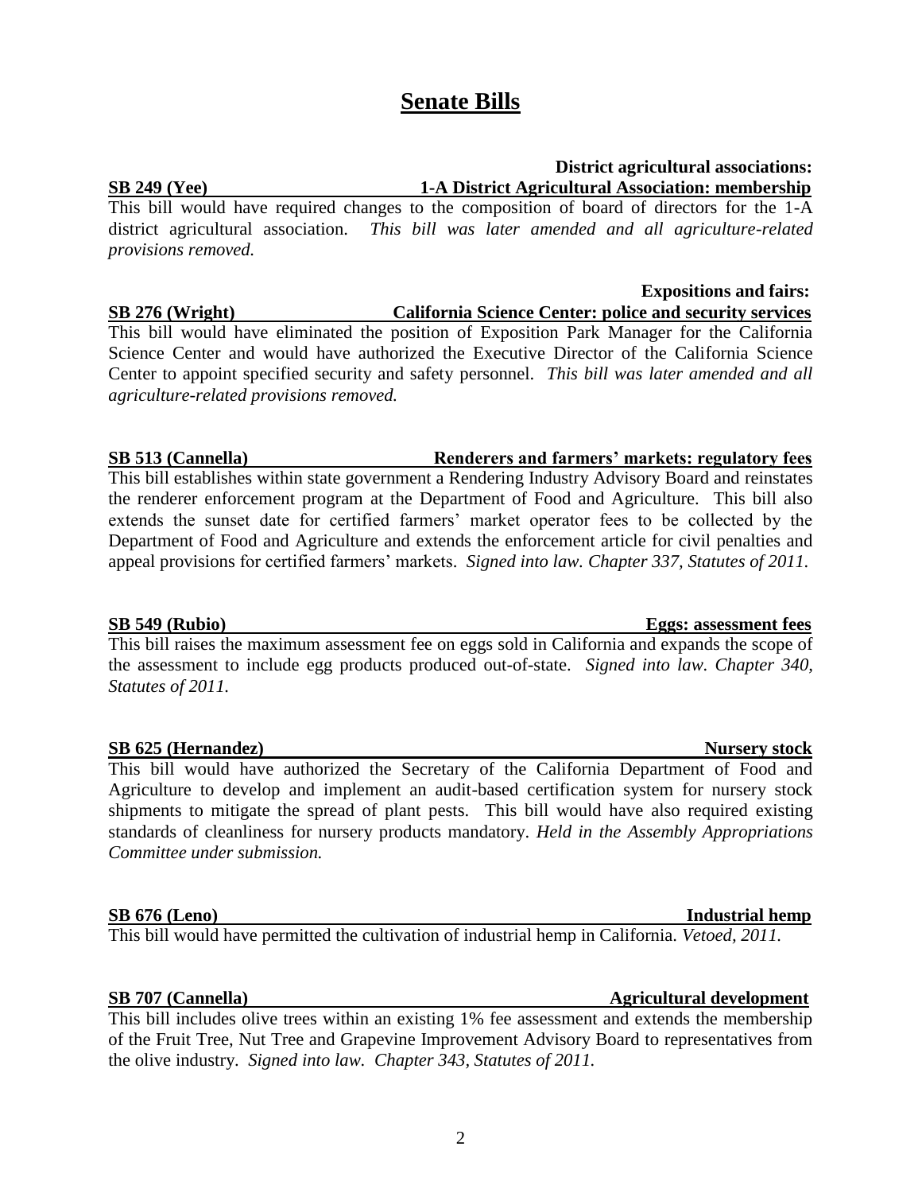# Senate Bills

**SB 249 (Yee)** — **District agricultural associations: 1-A District Agricultural Association: membership**

This bill would have required changes to the composition of board of directors for the 1-A district agricultural association. *This bill was later amended and all agriculture-related provisions removed.*

**SB 276 (Wright)** — **Expositions and fairs: California Science Center: police and security services**

This bill would have eliminated the position of Exposition Park Manager for the California Science Center and would have authorized the Executive Director of the California Science Center to appoint specified security and safety personnel. *This bill was later amended and all agriculture-related provisions removed.*

**SB 513 (Cannella)** — **Renderers and farmers' markets: regulatory fees**

This bill establishes within state government a Rendering Industry Advisory Board and reinstates the renderer enforcement program at the Department of Food and Agriculture. This bill also extends the sunset date for certified farmers' market operator fees to be collected by the Department of Food and Agriculture and extends the enforcement article for civil penalties and appeal provisions for certified farmers' markets. *Signed into law. Chapter 337, Statutes of 2011.*

**SB 549 (Rubio)** — **Eggs: assessment fees**

This bill raises the maximum assessment fee on eggs sold in California and expands the scope of the assessment to include egg products produced out-of-state. *Signed into law. Chapter 340, Statutes of 2011.*

**SB 625 (Hernandez)** — **Nursery stock**

This bill would have authorized the Secretary of the California Department of Food and Agriculture to develop and implement an audit-based certification system for nursery stock shipments to mitigate the spread of plant pests. This bill would have also required existing standards of cleanliness for nursery products mandatory. *Held in the Assembly Appropriations Committee under submission.*

**SB 676 (Leno)** — **Industrial hemp**

This bill would have permitted the cultivation of industrial hemp in California. *Vetoed, 2011.*

**SB 707 (Cannella)** — **Agricultural development**

This bill includes olive trees within an existing 1% fee assessment and extends the membership of the Fruit Tree, Nut Tree and Grapevine Improvement Advisory Board to representatives from the olive industry. *Signed into law. Chapter 343, Statutes of 2011.*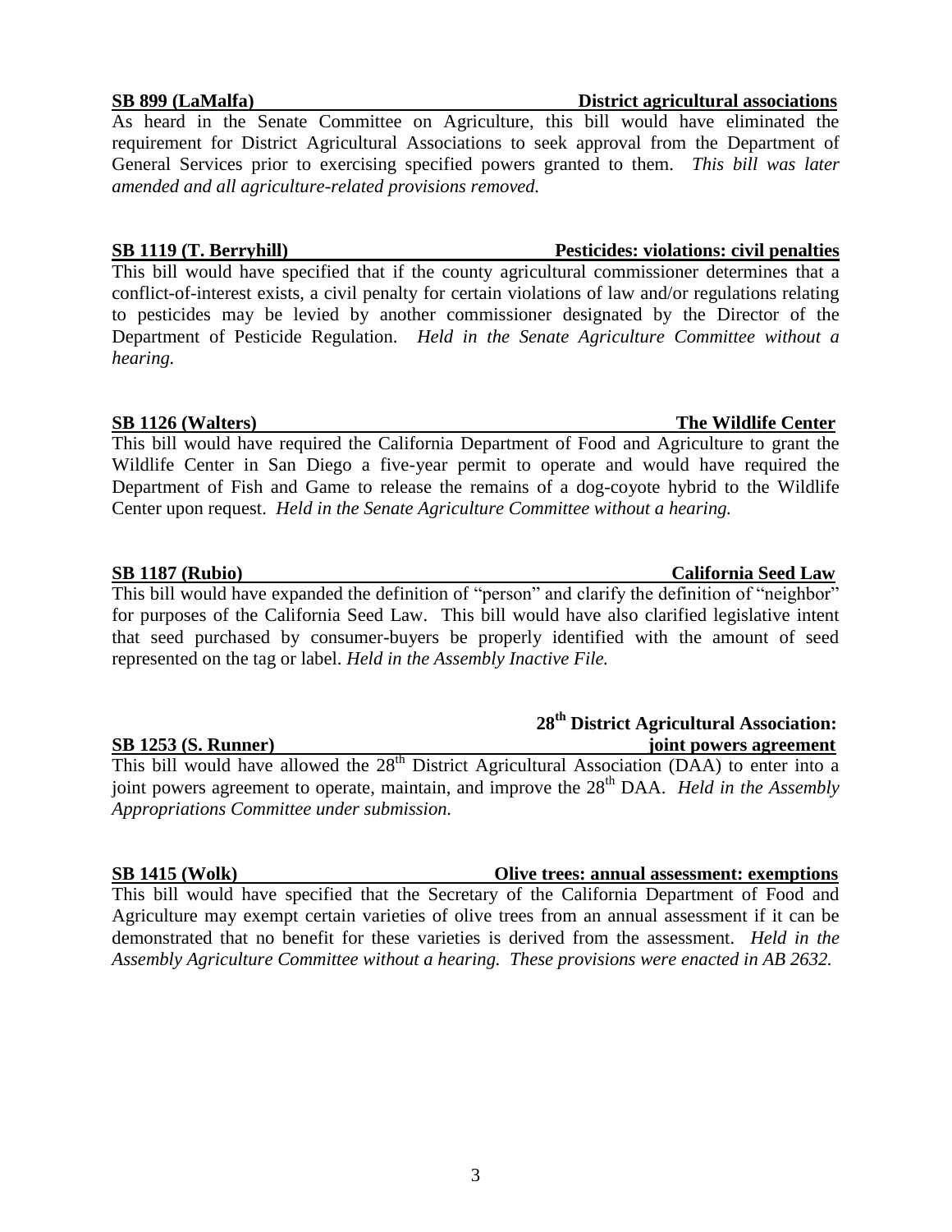**SB 899 (LaMalfa) — District agricultural associations**

As heard in the Senate Committee on Agriculture, this bill would have eliminated the requirement for District Agricultural Associations to seek approval from the Department of General Services prior to exercising specified powers granted to them. *This bill was later amended and all agriculture-related provisions removed.*

**SB 1119 (T. Berryhill) — Pesticides: violations: civil penalties**

This bill would have specified that if the county agricultural commissioner determines that a conflict-of-interest exists, a civil penalty for certain violations of law and/or regulations relating to pesticides may be levied by another commissioner designated by the Director of the Department of Pesticide Regulation. *Held in the Senate Agriculture Committee without a hearing.*

**SB 1126 (Walters) — The Wildlife Center**

This bill would have required the California Department of Food and Agriculture to grant the Wildlife Center in San Diego a five-year permit to operate and would have required the Department of Fish and Game to release the remains of a dog-coyote hybrid to the Wildlife Center upon request. *Held in the Senate Agriculture Committee without a hearing.*

**SB 1187 (Rubio) — California Seed Law**

This bill would have expanded the definition of "person" and clarify the definition of "neighbor" for purposes of the California Seed Law. This bill would have also clarified legislative intent that seed purchased by consumer-buyers be properly identified with the amount of seed represented on the tag or label. *Held in the Assembly Inactive File.*

**SB 1253 (S. Runner) — 28th District Agricultural Association: joint powers agreement**

This bill would have allowed the 28th District Agricultural Association (DAA) to enter into a joint powers agreement to operate, maintain, and improve the 28th DAA. *Held in the Assembly Appropriations Committee under submission.*

**SB 1415 (Wolk) — Olive trees: annual assessment: exemptions**

This bill would have specified that the Secretary of the California Department of Food and Agriculture may exempt certain varieties of olive trees from an annual assessment if it can be demonstrated that no benefit for these varieties is derived from the assessment. *Held in the Assembly Agriculture Committee without a hearing. These provisions were enacted in AB 2632.*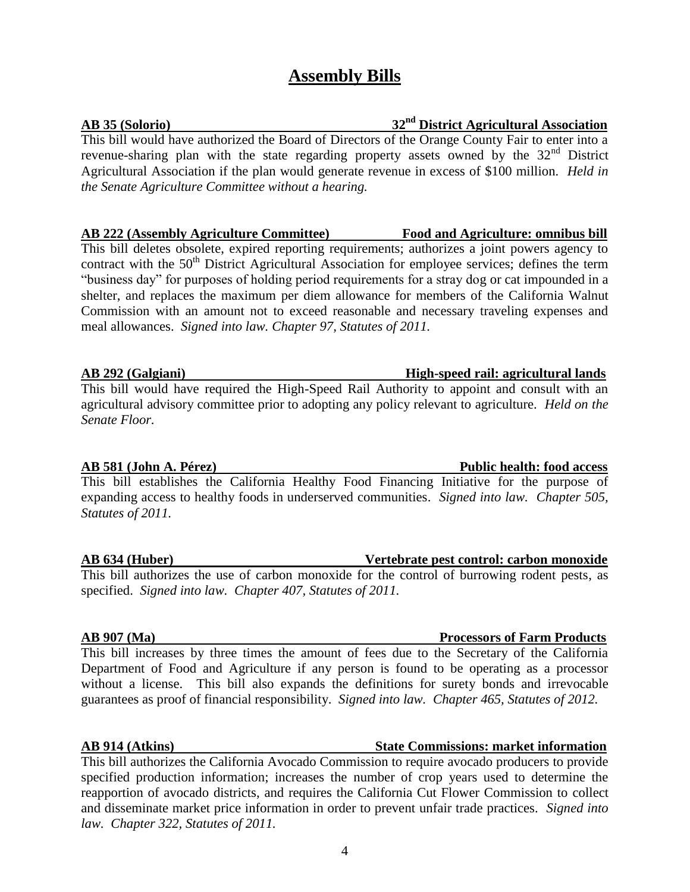# Assembly Bills

**AB 35 (Solorio) — 32nd District Agricultural Association**

This bill would have authorized the Board of Directors of the Orange County Fair to enter into a revenue-sharing plan with the state regarding property assets owned by the 32nd District Agricultural Association if the plan would generate revenue in excess of $100 million. *Held in the Senate Agriculture Committee without a hearing.*

**AB 222 (Assembly Agriculture Committee) — Food and Agriculture: omnibus bill**

This bill deletes obsolete, expired reporting requirements; authorizes a joint powers agency to contract with the 50th District Agricultural Association for employee services; defines the term "business day" for purposes of holding period requirements for a stray dog or cat impounded in a shelter, and replaces the maximum per diem allowance for members of the California Walnut Commission with an amount not to exceed reasonable and necessary traveling expenses and meal allowances. *Signed into law. Chapter 97, Statutes of 2011.*

**AB 292 (Galgiani) — High-speed rail: agricultural lands**

This bill would have required the High-Speed Rail Authority to appoint and consult with an agricultural advisory committee prior to adopting any policy relevant to agriculture. *Held on the Senate Floor.*

**AB 581 (John A. Pérez) — Public health: food access**

This bill establishes the California Healthy Food Financing Initiative for the purpose of expanding access to healthy foods in underserved communities. *Signed into law. Chapter 505, Statutes of 2011.*

**AB 634 (Huber) — Vertebrate pest control: carbon monoxide**

This bill authorizes the use of carbon monoxide for the control of burrowing rodent pests, as specified. *Signed into law. Chapter 407, Statutes of 2011.*

**AB 907 (Ma) — Processors of Farm Products**

This bill increases by three times the amount of fees due to the Secretary of the California Department of Food and Agriculture if any person is found to be operating as a processor without a license. This bill also expands the definitions for surety bonds and irrevocable guarantees as proof of financial responsibility. *Signed into law. Chapter 465, Statutes of 2012.*

**AB 914 (Atkins) — State Commissions: market information**

This bill authorizes the California Avocado Commission to require avocado producers to provide specified production information; increases the number of crop years used to determine the reapportion of avocado districts, and requires the California Cut Flower Commission to collect and disseminate market price information in order to prevent unfair trade practices. *Signed into law. Chapter 322, Statutes of 2011.*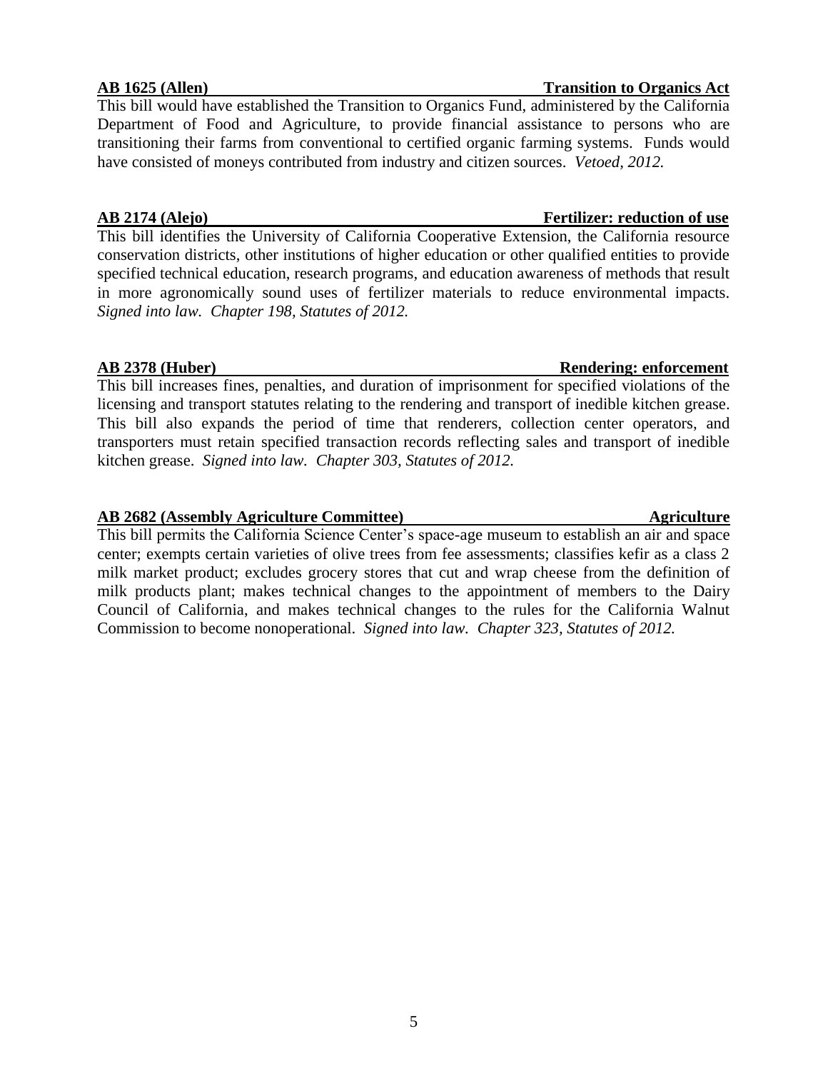**AB 1625 (Allen) Transition to Organics Act**

This bill would have established the Transition to Organics Fund, administered by the California Department of Food and Agriculture, to provide financial assistance to persons who are transitioning their farms from conventional to certified organic farming systems. Funds would have consisted of moneys contributed from industry and citizen sources. *Vetoed, 2012.*

**AB 2174 (Alejo) Fertilizer: reduction of use**

This bill identifies the University of California Cooperative Extension, the California resource conservation districts, other institutions of higher education or other qualified entities to provide specified technical education, research programs, and education awareness of methods that result in more agronomically sound uses of fertilizer materials to reduce environmental impacts. *Signed into law. Chapter 198, Statutes of 2012.*

**AB 2378 (Huber) Rendering: enforcement**

This bill increases fines, penalties, and duration of imprisonment for specified violations of the licensing and transport statutes relating to the rendering and transport of inedible kitchen grease. This bill also expands the period of time that renderers, collection center operators, and transporters must retain specified transaction records reflecting sales and transport of inedible kitchen grease. *Signed into law. Chapter 303, Statutes of 2012.*

**AB 2682 (Assembly Agriculture Committee) Agriculture**

This bill permits the California Science Center's space-age museum to establish an air and space center; exempts certain varieties of olive trees from fee assessments; classifies kefir as a class 2 milk market product; excludes grocery stores that cut and wrap cheese from the definition of milk products plant; makes technical changes to the appointment of members to the Dairy Council of California, and makes technical changes to the rules for the California Walnut Commission to become nonoperational. *Signed into law. Chapter 323, Statutes of 2012.*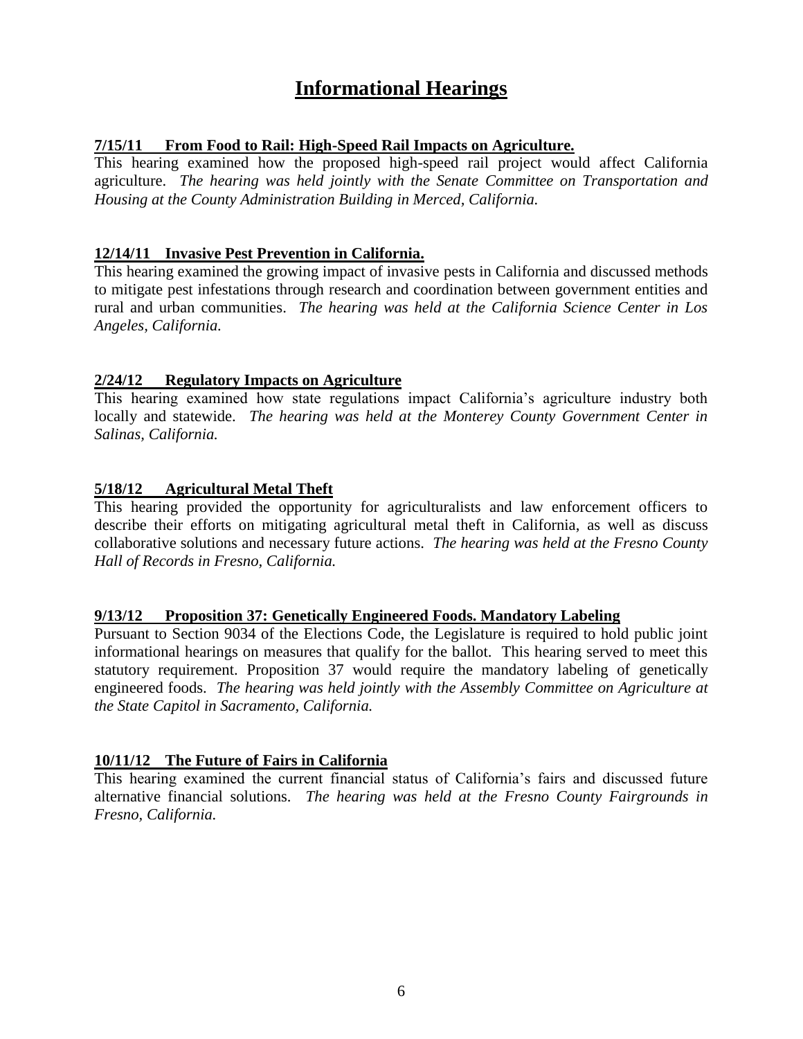# Informational Hearings

**7/15/11 From Food to Rail: High-Speed Rail Impacts on Agriculture.**

This hearing examined how the proposed high-speed rail project would affect California agriculture. *The hearing was held jointly with the Senate Committee on Transportation and Housing at the County Administration Building in Merced, California.*

**12/14/11 Invasive Pest Prevention in California.**

This hearing examined the growing impact of invasive pests in California and discussed methods to mitigate pest infestations through research and coordination between government entities and rural and urban communities. *The hearing was held at the California Science Center in Los Angeles, California.*

**2/24/12 Regulatory Impacts on Agriculture**

This hearing examined how state regulations impact California's agriculture industry both locally and statewide. *The hearing was held at the Monterey County Government Center in Salinas, California.*

**5/18/12 Agricultural Metal Theft**

This hearing provided the opportunity for agriculturalists and law enforcement officers to describe their efforts on mitigating agricultural metal theft in California, as well as discuss collaborative solutions and necessary future actions. *The hearing was held at the Fresno County Hall of Records in Fresno, California.*

**9/13/12 Proposition 37: Genetically Engineered Foods. Mandatory Labeling**

Pursuant to Section 9034 of the Elections Code, the Legislature is required to hold public joint informational hearings on measures that qualify for the ballot. This hearing served to meet this statutory requirement. Proposition 37 would require the mandatory labeling of genetically engineered foods. *The hearing was held jointly with the Assembly Committee on Agriculture at the State Capitol in Sacramento, California.*

**10/11/12 The Future of Fairs in California**

This hearing examined the current financial status of California's fairs and discussed future alternative financial solutions. *The hearing was held at the Fresno County Fairgrounds in Fresno, California.*